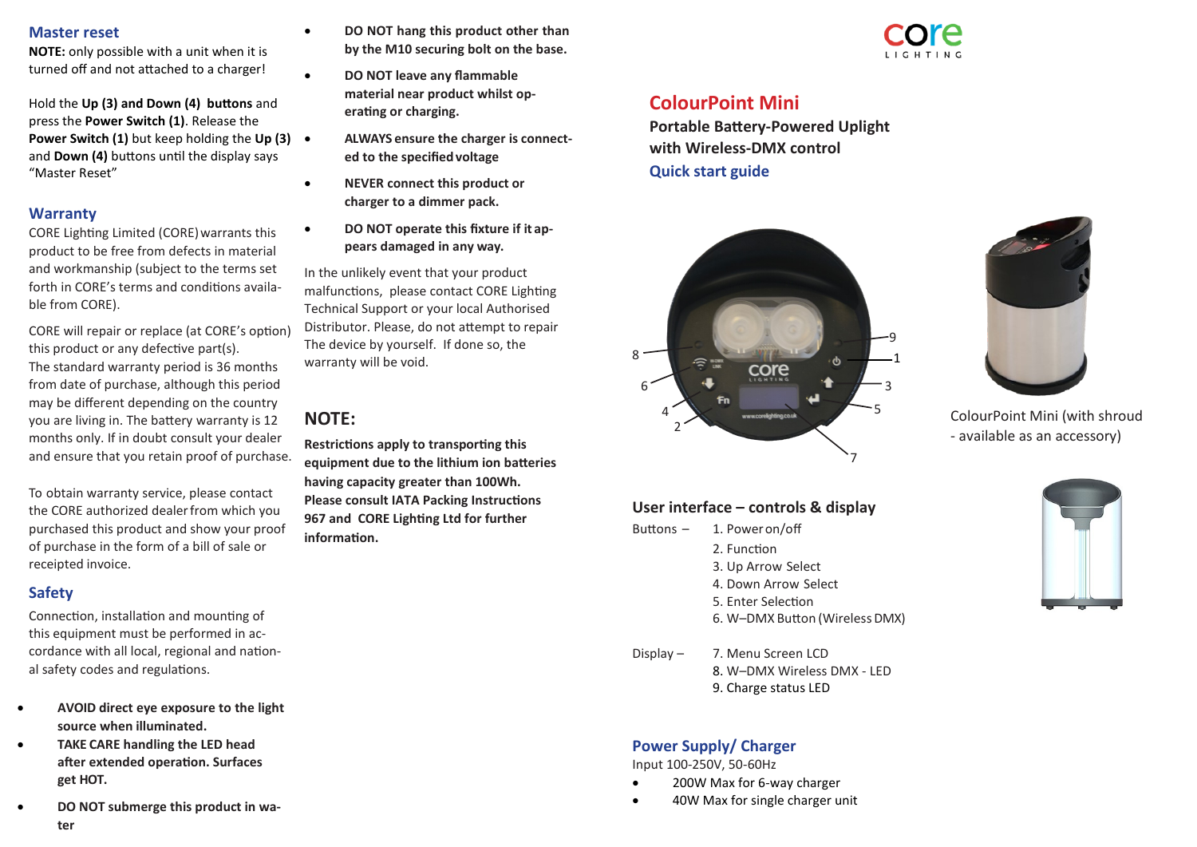## Master reset

**NOTE:** only possible with a unit when it is turned off and not attached to a charger!

Hold the **Up (3) and Down (4) buttons** and press the **Power Switch (1)**. Release the **Power Switch (1)** but keep holding the **Up (3)** and **Down (4)** buttons until the display says "Master Reset"

## Warranty

CORE Lighting Limited (CORE) warrants this product to be free from defects in material and workmanship (subject to the terms set forth in CORE's terms and conditions available from CORE).

CORE will repair or replace (at CORE's option) this product or any defective part(s). The standard warranty period is 36 months from date of purchase, although this period may be different depending on the country you are living in. The battery warranty is 12 months only. If in doubt consult your dealer and ensure that you retain proof of purchase.

To obtain warranty service, please contact the CORE authorized dealer from which you purchased this product and show your proof of purchase in the form of a bill of sale or receipted invoice.

## Safety

Connection, installation and mounting of this equipment must be performed in accordance with all local, regional and national safety codes and regulations.

- **AVOID direct eye exposure to the light source when illuminated.**
- **TAKE CARE handling the LED head after extended operation. Surfaces get HOT.**
- **DO NOT submerge this product in water**
- **DO NOT hang this product other than by the M10 securing bolt on the base.**
- **DO NOT leave any flammable material near product whilst operating or charging.**
- **ALWAYS ensure the charger is connected to the specified voltage**
- **NEVER connect this product or charger to a dimmer pack.**
- **DO NOT operate this fixture if it appears damaged in any way.**

In the unlikely event that your product malfunctions, please contact CORE Lighting Technical Support or your local Authorised Distributor. Please, do not attempt to repair The device by yourself. If done so, the warranty will be void.

## NOTE:

**Restrictions apply to transporting this equipment due to the lithium ion batteries having capacity greater than 100Wh. Please consult IATA Packing Instructions 967 and CORE Lighting Ltd for further information.**

# ColourPoint Mini

**Portable Battery-Powered Uplight with Wireless-DMX control**

**Quick start guide**

ColourPoint Mini (with shroud - available as an accessory)

## User interface – controls & display

Buttons –
1. Power on/off
2. Function
3. Up Arrow Select
4. Down Arrow Select
5. Enter Selection
6. W–DMX Button (Wireless DMX)

Display –
7. Menu Screen LCD
8. W–DMX Wireless DMX - LED
9. Charge status LED

## Power Supply/ Charger

Input 100-250V, 50-60Hz

- 200W Max for 6-way charger
- 40W Max for single charger unit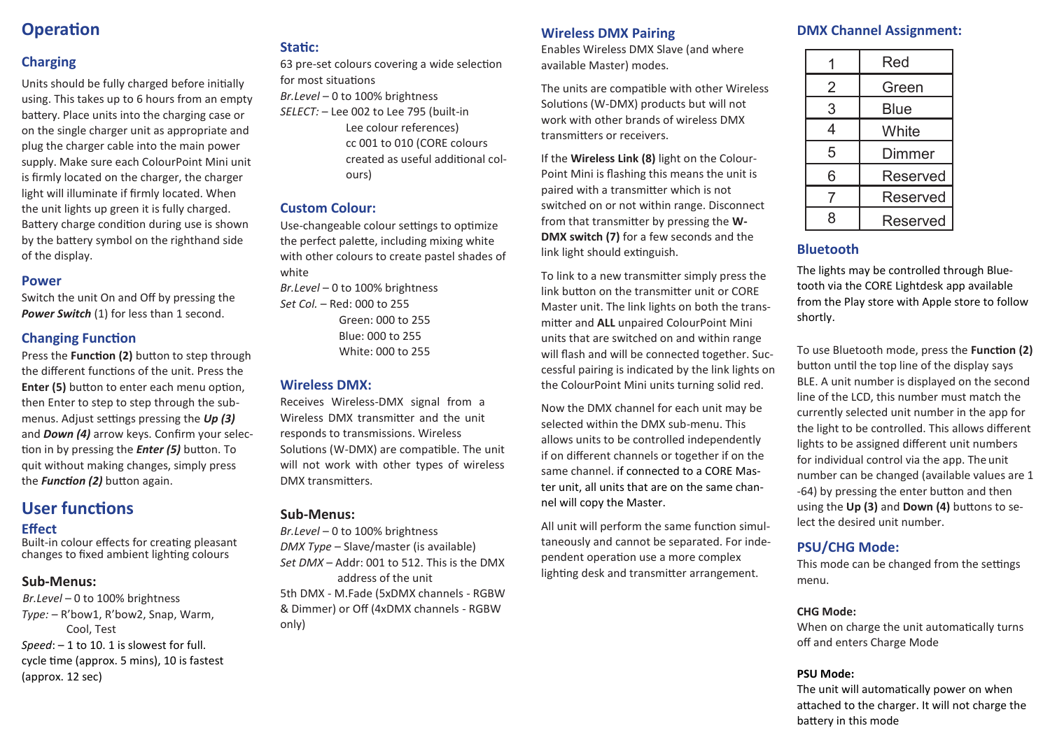# Operation

## Charging

Units should be fully charged before initially using. This takes up to 6 hours from an empty battery. Place units into the charging case or on the single charger unit as appropriate and plug the charger cable into the main power supply. Make sure each ColourPoint Mini unit is firmly located on the charger, the charger light will illuminate if firmly located. When the unit lights up green it is fully charged. Battery charge condition during use is shown by the battery symbol on the righthand side of the display.

## Power

Switch the unit On and Off by pressing the ***Power Switch*** (1) for less than 1 second.

## Changing Function

Press the **Function (2)** button to step through the different functions of the unit. Press the **Enter (5)** button to enter each menu option, then Enter to step to step through the sub-menus. Adjust settings pressing the ***Up (3)*** and ***Down (4)*** arrow keys. Confirm your selection in by pressing the ***Enter (5)*** button. To quit without making changes, simply press the ***Function (2)*** button again.

# User functions

## Effect

Built-in colour effects for creating pleasant changes to fixed ambient lighting colours

### Sub-Menus:

*Br.Level* – 0 to 100% brightness
*Type:* – R'bow1, R'bow2, Snap, Warm, Cool, Test
*Speed*: – 1 to 10. 1 is slowest for full. cycle time (approx. 5 mins), 10 is fastest (approx. 12 sec)

## Static:

63 pre-set colours covering a wide selection for most situations
*Br.Level* – 0 to 100% brightness
*SELECT:* – Lee 002 to Lee 795 (built-in Lee colour references)
cc 001 to 010 (CORE colours created as useful additional colours)

## Custom Colour:

Use-changeable colour settings to optimize the perfect palette, including mixing white with other colours to create pastel shades of white
*Br.Level* – 0 to 100% brightness
*Set Col.* – Red: 000 to 255
Green: 000 to 255
Blue: 000 to 255
White: 000 to 255

## Wireless DMX:

Receives Wireless-DMX signal from a Wireless DMX transmitter and the unit responds to transmissions. Wireless Solutions (W-DMX) are compatible. The unit will not work with other types of wireless DMX transmitters.

### Sub-Menus:

*Br.Level* – 0 to 100% brightness
*DMX Type* – Slave/master (is available)
*Set DMX* – Addr: 001 to 512. This is the DMX address of the unit
5th DMX - M.Fade (5xDMX channels - RGBW & Dimmer) or Off (4xDMX channels - RGBW only)

## Wireless DMX Pairing

Enables Wireless DMX Slave (and where available Master) modes.

The units are compatible with other Wireless Solutions (W-DMX) products but will not work with other brands of wireless DMX transmitters or receivers.

If the **Wireless Link (8)** light on the ColourPoint Mini is flashing this means the unit is paired with a transmitter which is not switched on or not within range. Disconnect from that transmitter by pressing the **W-DMX switch (7)** for a few seconds and the link light should extinguish.

To link to a new transmitter simply press the link button on the transmitter unit or CORE Master unit. The link lights on both the transmitter and **ALL** unpaired ColourPoint Mini units that are switched on and within range will flash and will be connected together. Successful pairing is indicated by the link lights on the ColourPoint Mini units turning solid red.

Now the DMX channel for each unit may be selected within the DMX sub-menu. This allows units to be controlled independently if on different channels or together if on the same channel. if connected to a CORE Master unit, all units that are on the same channel will copy the Master.

All unit will perform the same function simultaneously and cannot be separated. For independent operation use a more complex lighting desk and transmitter arrangement.

## DMX Channel Assignment:

| | |
|---|---|
| 1 | Red |
| 2 | Green |
| 3 | Blue |
| 4 | White |
| 5 | Dimmer |
| 6 | Reserved |
| 7 | Reserved |
| 8 | Reserved |

## Bluetooth

The lights may be controlled through Bluetooth via the CORE Lightdesk app available from the Play store with Apple store to follow shortly.

To use Bluetooth mode, press the **Function (2)** button until the top line of the display says BLE. A unit number is displayed on the second line of the LCD, this number must match the currently selected unit number in the app for the light to be controlled. This allows different lights to be assigned different unit numbers for individual control via the app. The unit number can be changed (available values are 1 -64) by pressing the enter button and then using the **Up (3)** and **Down (4)** buttons to select the desired unit number.

## PSU/CHG Mode:

This mode can be changed from the settings menu.

**CHG Mode:**
When on charge the unit automatically turns off and enters Charge Mode

**PSU Mode:**
The unit will automatically power on when attached to the charger. It will not charge the battery in this mode